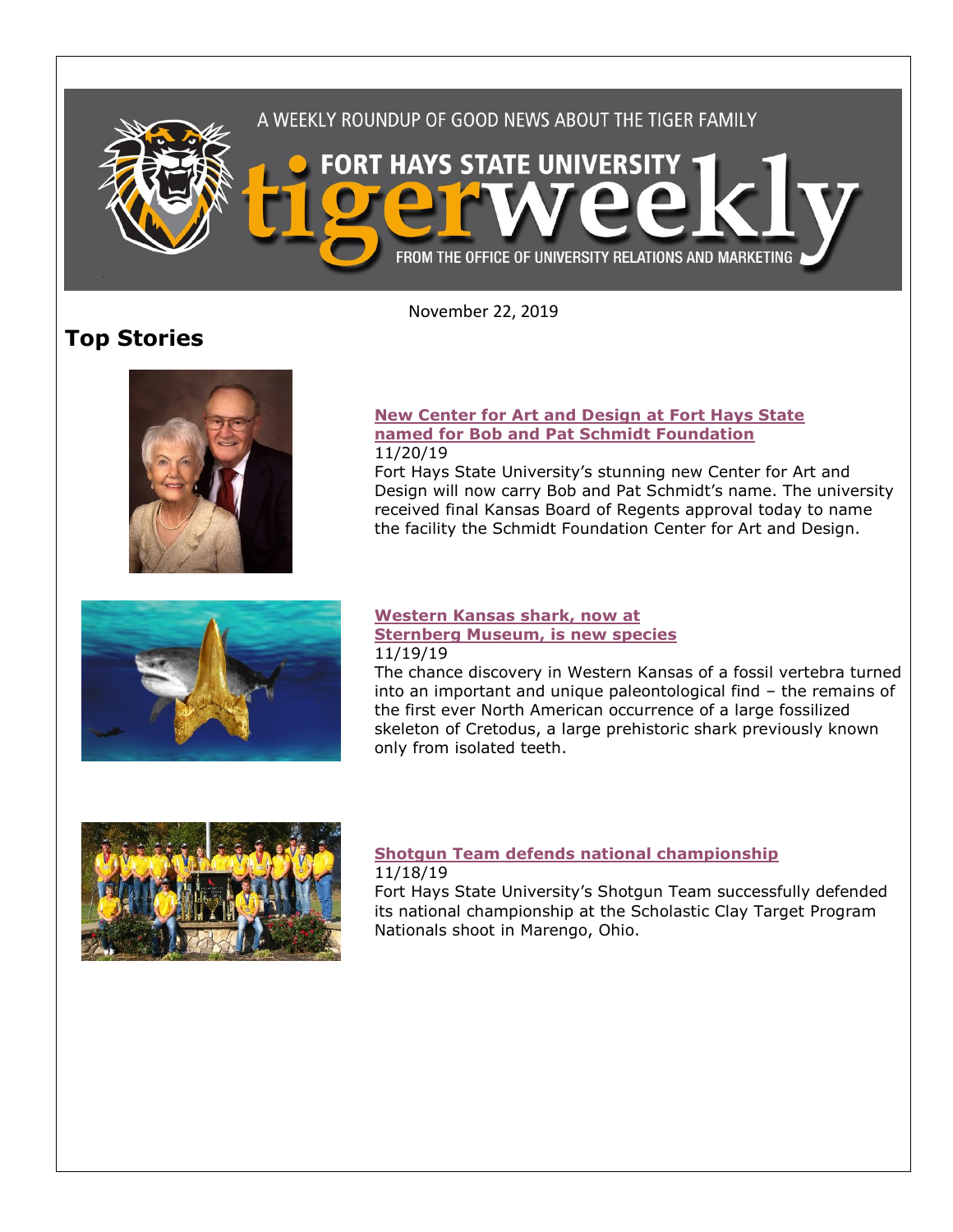A WEEKLY ROUNDUP OF GOOD NEWS ABOUT THE TIGER FAMILY

FORT HAYS STATE UNIVERSITY

# tigerweekly

FROM THE OFFICE OF UNIVERSITY RELATIONS AND MARKETING

November 22, 2019

## Top Stories

### New Center for Art and Design at Fort Hays State named for Bob and Pat Schmidt Foundation

11/20/19

Fort Hays State University's stunning new Center for Art and Design will now carry Bob and Pat Schmidt's name. The university received final Kansas Board of Regents approval today to name the facility the Schmidt Foundation Center for Art and Design.

### Western Kansas shark, now at Sternberg Museum, is new species

11/19/19

The chance discovery in Western Kansas of a fossil vertebra turned into an important and unique paleontological find – the remains of the first ever North American occurrence of a large fossilized skeleton of Cretodus, a large prehistoric shark previously known only from isolated teeth.

### Shotgun Team defends national championship

11/18/19

Fort Hays State University's Shotgun Team successfully defended its national championship at the Scholastic Clay Target Program Nationals shoot in Marengo, Ohio.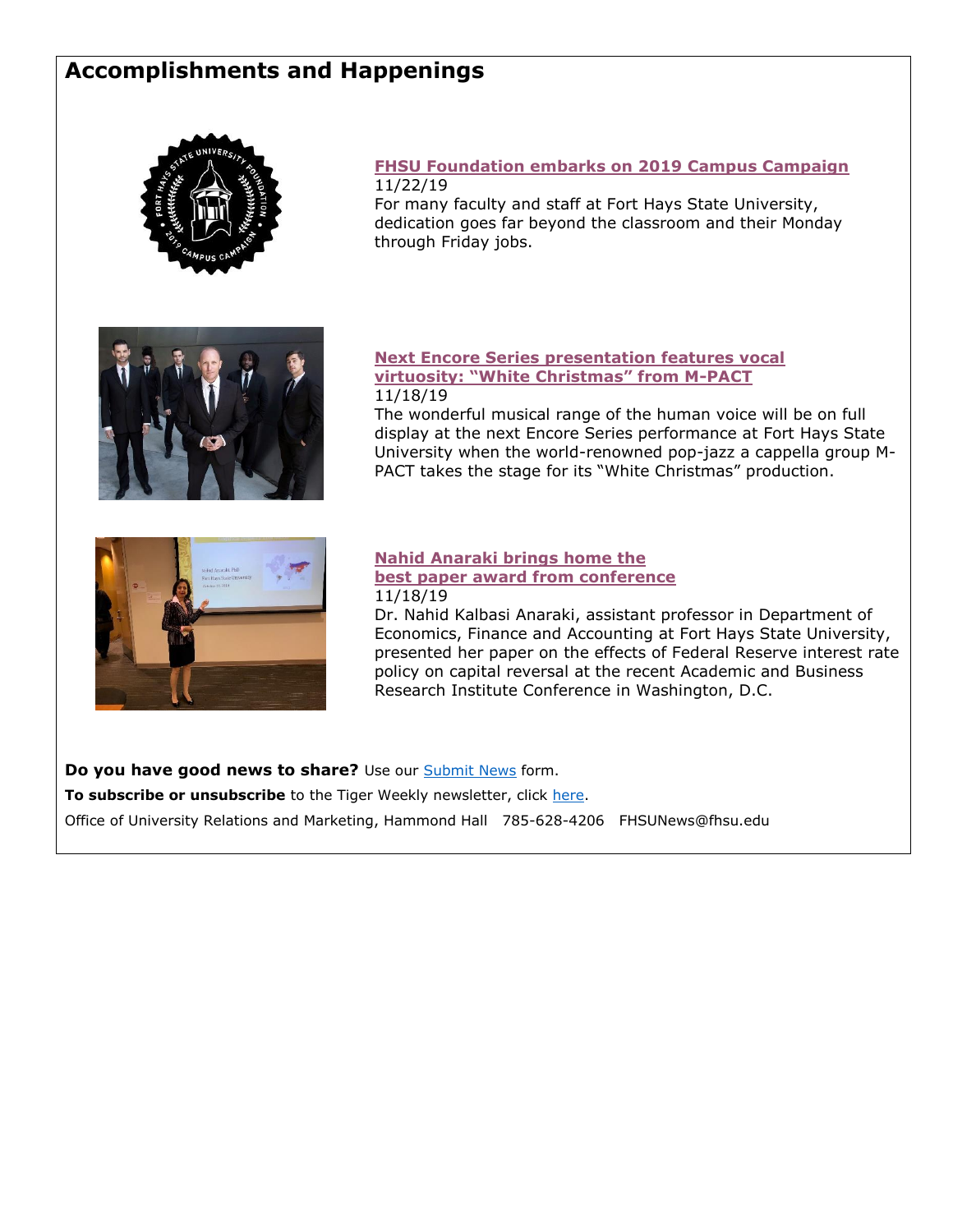## Accomplishments and Happenings

**[FHSU Foundation embarks on 2019 Campus Campaign](#)**
11/22/19
For many faculty and staff at Fort Hays State University, dedication goes far beyond the classroom and their Monday through Friday jobs.

**[Next Encore Series presentation features vocal virtuosity: "White Christmas" from M-PACT](#)**
11/18/19
The wonderful musical range of the human voice will be on full display at the next Encore Series performance at Fort Hays State University when the world-renowned pop-jazz a cappella group M-PACT takes the stage for its "White Christmas" production.

**[Nahid Anaraki brings home the best paper award from conference](#)**
11/18/19
Dr. Nahid Kalbasi Anaraki, assistant professor in Department of Economics, Finance and Accounting at Fort Hays State University, presented her paper on the effects of Federal Reserve interest rate policy on capital reversal at the recent Academic and Business Research Institute Conference in Washington, D.C.

**Do you have good news to share?** Use our [Submit News](#) form.

**To subscribe or unsubscribe** to the Tiger Weekly newsletter, click [here](#).

Office of University Relations and Marketing, Hammond Hall 785-628-4206 FHSUNews@fhsu.edu